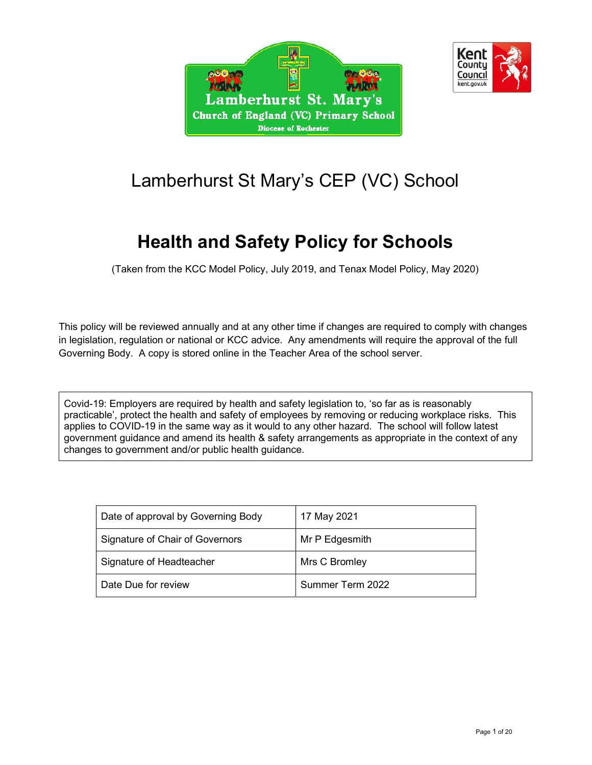# Lamberhurst St Mary's CEP (VC) School

## Health and Safety Policy for Schools

(Taken from the KCC Model Policy, July 2019, and Tenax Model Policy, May 2020)

This policy will be reviewed annually and at any other time if changes are required to comply with changes in legislation, regulation or national or KCC advice. Any amendments will require the approval of the full Governing Body. A copy is stored online in the Teacher Area of the school server.

> Covid-19: Employers are required by health and safety legislation to, 'so far as is reasonably practicable', protect the health and safety of employees by removing or reducing workplace risks. This applies to COVID-19 in the same way as it would to any other hazard. The school will follow latest government guidance and amend its health & safety arrangements as appropriate in the context of any changes to government and/or public health guidance.

| | |
|---|---|
| Date of approval by Governing Body | 17 May 2021 |
| Signature of Chair of Governors | Mr P Edgesmith |
| Signature of Headteacher | Mrs C Bromley |
| Date Due for review | Summer Term 2022 |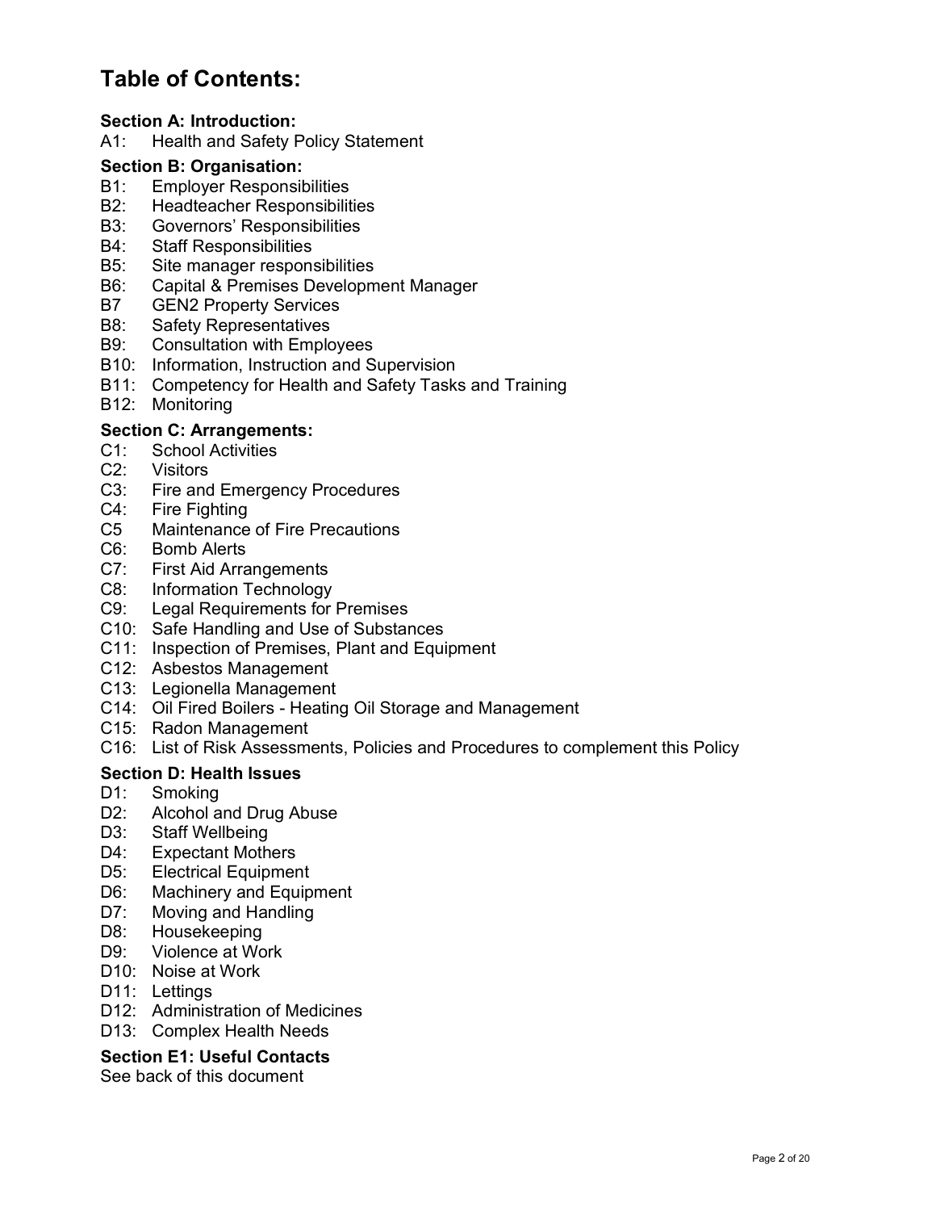# Table of Contents:

**Section A: Introduction:**

A1: Health and Safety Policy Statement

**Section B: Organisation:**

B1: Employer Responsibilities
B2: Headteacher Responsibilities
B3: Governors' Responsibilities
B4: Staff Responsibilities
B5: Site manager responsibilities
B6: Capital & Premises Development Manager
B7 GEN2 Property Services
B8: Safety Representatives
B9: Consultation with Employees
B10: Information, Instruction and Supervision
B11: Competency for Health and Safety Tasks and Training
B12: Monitoring

**Section C: Arrangements:**

C1: School Activities
C2: Visitors
C3: Fire and Emergency Procedures
C4: Fire Fighting
C5 Maintenance of Fire Precautions
C6: Bomb Alerts
C7: First Aid Arrangements
C8: Information Technology
C9: Legal Requirements for Premises
C10: Safe Handling and Use of Substances
C11: Inspection of Premises, Plant and Equipment
C12: Asbestos Management
C13: Legionella Management
C14: Oil Fired Boilers - Heating Oil Storage and Management
C15: Radon Management
C16: List of Risk Assessments, Policies and Procedures to complement this Policy

**Section D: Health Issues**

D1: Smoking
D2: Alcohol and Drug Abuse
D3: Staff Wellbeing
D4: Expectant Mothers
D5: Electrical Equipment
D6: Machinery and Equipment
D7: Moving and Handling
D8: Housekeeping
D9: Violence at Work
D10: Noise at Work
D11: Lettings
D12: Administration of Medicines
D13: Complex Health Needs

**Section E1: Useful Contacts**

See back of this document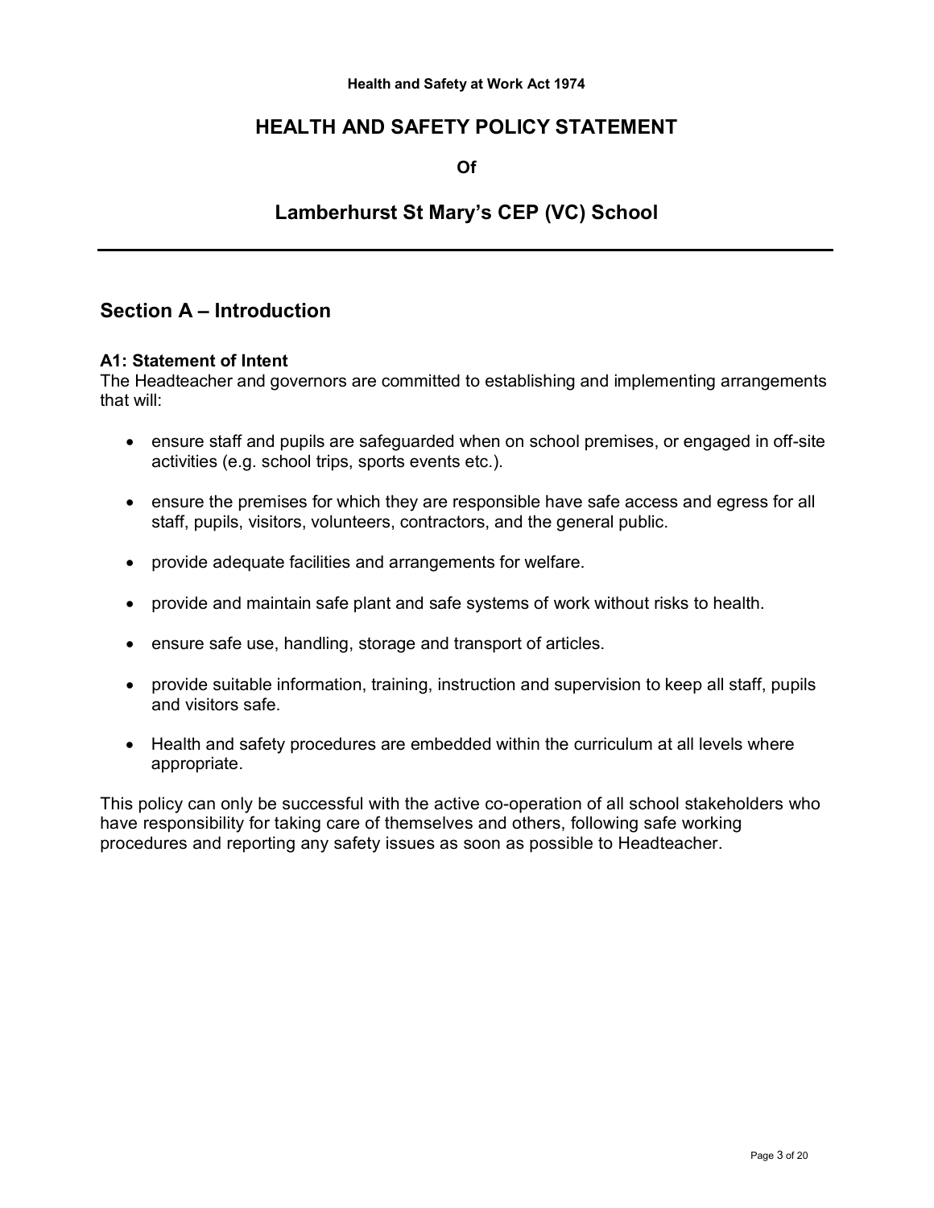**Health and Safety at Work Act 1974**

# HEALTH AND SAFETY POLICY STATEMENT

**Of**

# Lamberhurst St Mary's CEP (VC) School

---

## Section A – Introduction

### A1: Statement of Intent

The Headteacher and governors are committed to establishing and implementing arrangements that will:

- ensure staff and pupils are safeguarded when on school premises, or engaged in off-site activities (e.g. school trips, sports events etc.).
- ensure the premises for which they are responsible have safe access and egress for all staff, pupils, visitors, volunteers, contractors, and the general public.
- provide adequate facilities and arrangements for welfare.
- provide and maintain safe plant and safe systems of work without risks to health.
- ensure safe use, handling, storage and transport of articles.
- provide suitable information, training, instruction and supervision to keep all staff, pupils and visitors safe.
- Health and safety procedures are embedded within the curriculum at all levels where appropriate.

This policy can only be successful with the active co-operation of all school stakeholders who have responsibility for taking care of themselves and others, following safe working procedures and reporting any safety issues as soon as possible to Headteacher.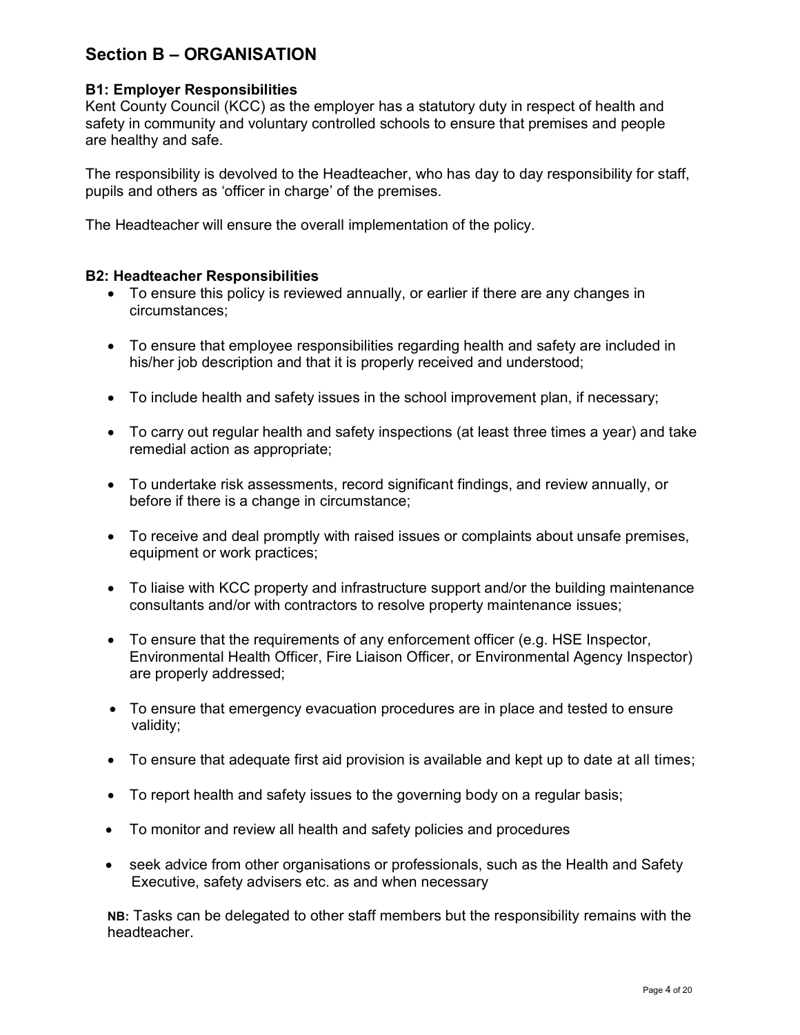## Section B – ORGANISATION

### B1: Employer Responsibilities

Kent County Council (KCC) as the employer has a statutory duty in respect of health and safety in community and voluntary controlled schools to ensure that premises and people are healthy and safe.

The responsibility is devolved to the Headteacher, who has day to day responsibility for staff, pupils and others as 'officer in charge' of the premises.

The Headteacher will ensure the overall implementation of the policy.

### B2: Headteacher Responsibilities

- To ensure this policy is reviewed annually, or earlier if there are any changes in circumstances;
- To ensure that employee responsibilities regarding health and safety are included in his/her job description and that it is properly received and understood;
- To include health and safety issues in the school improvement plan, if necessary;
- To carry out regular health and safety inspections (at least three times a year) and take remedial action as appropriate;
- To undertake risk assessments, record significant findings, and review annually, or before if there is a change in circumstance;
- To receive and deal promptly with raised issues or complaints about unsafe premises, equipment or work practices;
- To liaise with KCC property and infrastructure support and/or the building maintenance consultants and/or with contractors to resolve property maintenance issues;
- To ensure that the requirements of any enforcement officer (e.g. HSE Inspector, Environmental Health Officer, Fire Liaison Officer, or Environmental Agency Inspector) are properly addressed;
- To ensure that emergency evacuation procedures are in place and tested to ensure validity;
- To ensure that adequate first aid provision is available and kept up to date at all times;
- To report health and safety issues to the governing body on a regular basis;
- To monitor and review all health and safety policies and procedures
- seek advice from other organisations or professionals, such as the Health and Safety Executive, safety advisers etc. as and when necessary

**NB:** Tasks can be delegated to other staff members but the responsibility remains with the headteacher.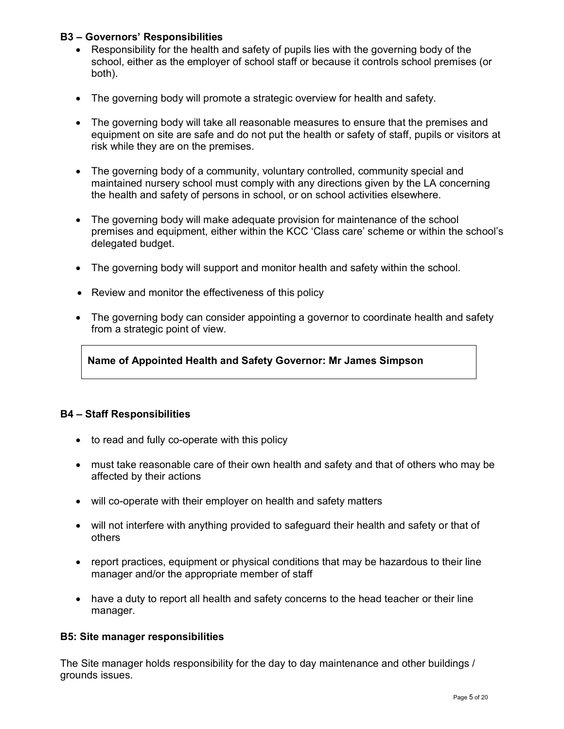### B3 – Governors' Responsibilities

- Responsibility for the health and safety of pupils lies with the governing body of the school, either as the employer of school staff or because it controls school premises (or both).
- The governing body will promote a strategic overview for health and safety.
- The governing body will take all reasonable measures to ensure that the premises and equipment on site are safe and do not put the health or safety of staff, pupils or visitors at risk while they are on the premises.
- The governing body of a community, voluntary controlled, community special and maintained nursery school must comply with any directions given by the LA concerning the health and safety of persons in school, or on school activities elsewhere.
- The governing body will make adequate provision for maintenance of the school premises and equipment, either within the KCC 'Class care' scheme or within the school's delegated budget.
- The governing body will support and monitor health and safety within the school.
- Review and monitor the effectiveness of this policy
- The governing body can consider appointing a governor to coordinate health and safety from a strategic point of view.

**Name of Appointed Health and Safety Governor: Mr James Simpson**

### B4 – Staff Responsibilities

- to read and fully co-operate with this policy
- must take reasonable care of their own health and safety and that of others who may be affected by their actions
- will co-operate with their employer on health and safety matters
- will not interfere with anything provided to safeguard their health and safety or that of others
- report practices, equipment or physical conditions that may be hazardous to their line manager and/or the appropriate member of staff
- have a duty to report all health and safety concerns to the head teacher or their line manager.

### B5: Site manager responsibilities

The Site manager holds responsibility for the day to day maintenance and other buildings / grounds issues.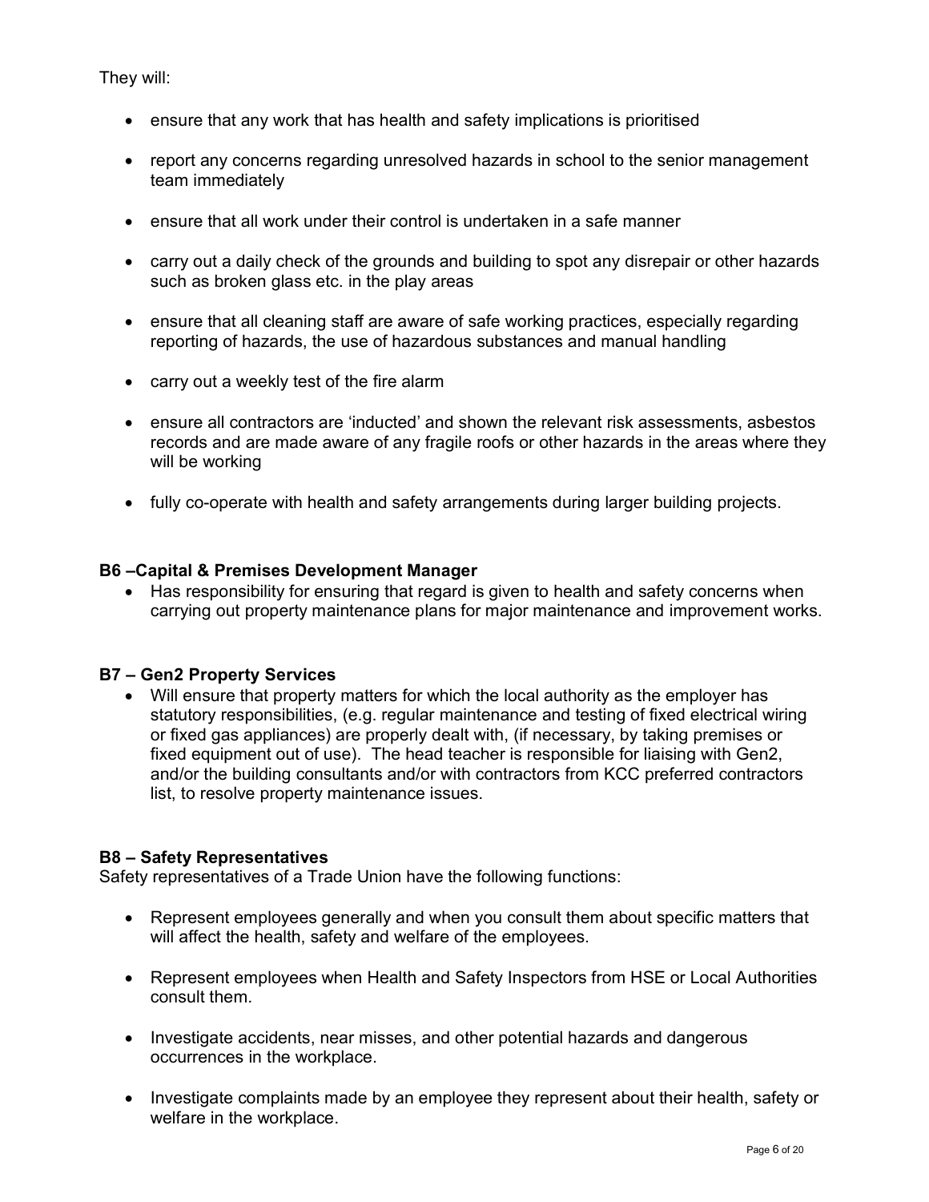They will:

- ensure that any work that has health and safety implications is prioritised
- report any concerns regarding unresolved hazards in school to the senior management team immediately
- ensure that all work under their control is undertaken in a safe manner
- carry out a daily check of the grounds and building to spot any disrepair or other hazards such as broken glass etc. in the play areas
- ensure that all cleaning staff are aware of safe working practices, especially regarding reporting of hazards, the use of hazardous substances and manual handling
- carry out a weekly test of the fire alarm
- ensure all contractors are 'inducted' and shown the relevant risk assessments, asbestos records and are made aware of any fragile roofs or other hazards in the areas where they will be working
- fully co-operate with health and safety arrangements during larger building projects.

**B6 –Capital & Premises Development Manager**

- Has responsibility for ensuring that regard is given to health and safety concerns when carrying out property maintenance plans for major maintenance and improvement works.

**B7 – Gen2 Property Services**

- Will ensure that property matters for which the local authority as the employer has statutory responsibilities, (e.g. regular maintenance and testing of fixed electrical wiring or fixed gas appliances) are properly dealt with, (if necessary, by taking premises or fixed equipment out of use). The head teacher is responsible for liaising with Gen2, and/or the building consultants and/or with contractors from KCC preferred contractors list, to resolve property maintenance issues.

**B8 – Safety Representatives**

Safety representatives of a Trade Union have the following functions:

- Represent employees generally and when you consult them about specific matters that will affect the health, safety and welfare of the employees.
- Represent employees when Health and Safety Inspectors from HSE or Local Authorities consult them.
- Investigate accidents, near misses, and other potential hazards and dangerous occurrences in the workplace.
- Investigate complaints made by an employee they represent about their health, safety or welfare in the workplace.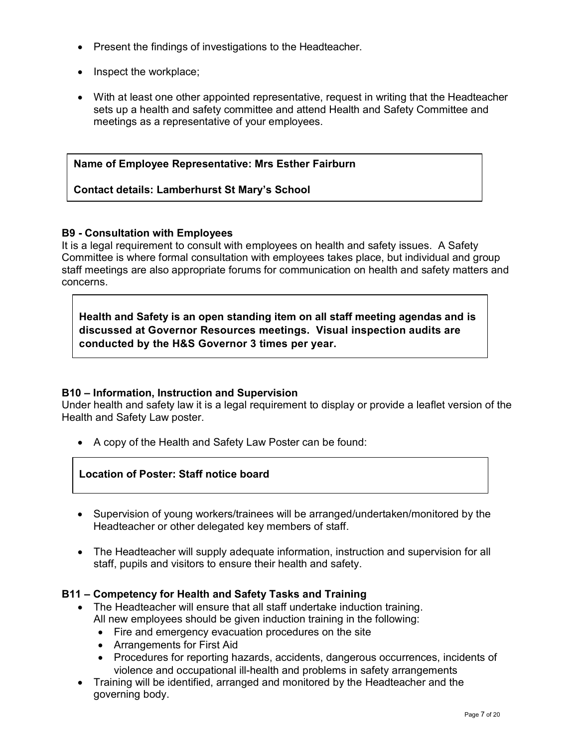- Present the findings of investigations to the Headteacher.
- Inspect the workplace;
- With at least one other appointed representative, request in writing that the Headteacher sets up a health and safety committee and attend Health and Safety Committee and meetings as a representative of your employees.

**Name of Employee Representative: Mrs Esther Fairburn**

**Contact details: Lamberhurst St Mary's School**

### B9 - Consultation with Employees

It is a legal requirement to consult with employees on health and safety issues. A Safety Committee is where formal consultation with employees takes place, but individual and group staff meetings are also appropriate forums for communication on health and safety matters and concerns.

**Health and Safety is an open standing item on all staff meeting agendas and is discussed at Governor Resources meetings. Visual inspection audits are conducted by the H&S Governor 3 times per year.**

### B10 – Information, Instruction and Supervision

Under health and safety law it is a legal requirement to display or provide a leaflet version of the Health and Safety Law poster.

- A copy of the Health and Safety Law Poster can be found:

**Location of Poster: Staff notice board**

- Supervision of young workers/trainees will be arranged/undertaken/monitored by the Headteacher or other delegated key members of staff.
- The Headteacher will supply adequate information, instruction and supervision for all staff, pupils and visitors to ensure their health and safety.

### B11 – Competency for Health and Safety Tasks and Training

- The Headteacher will ensure that all staff undertake induction training. All new employees should be given induction training in the following:
  - Fire and emergency evacuation procedures on the site
  - Arrangements for First Aid
  - Procedures for reporting hazards, accidents, dangerous occurrences, incidents of violence and occupational ill-health and problems in safety arrangements
- Training will be identified, arranged and monitored by the Headteacher and the governing body.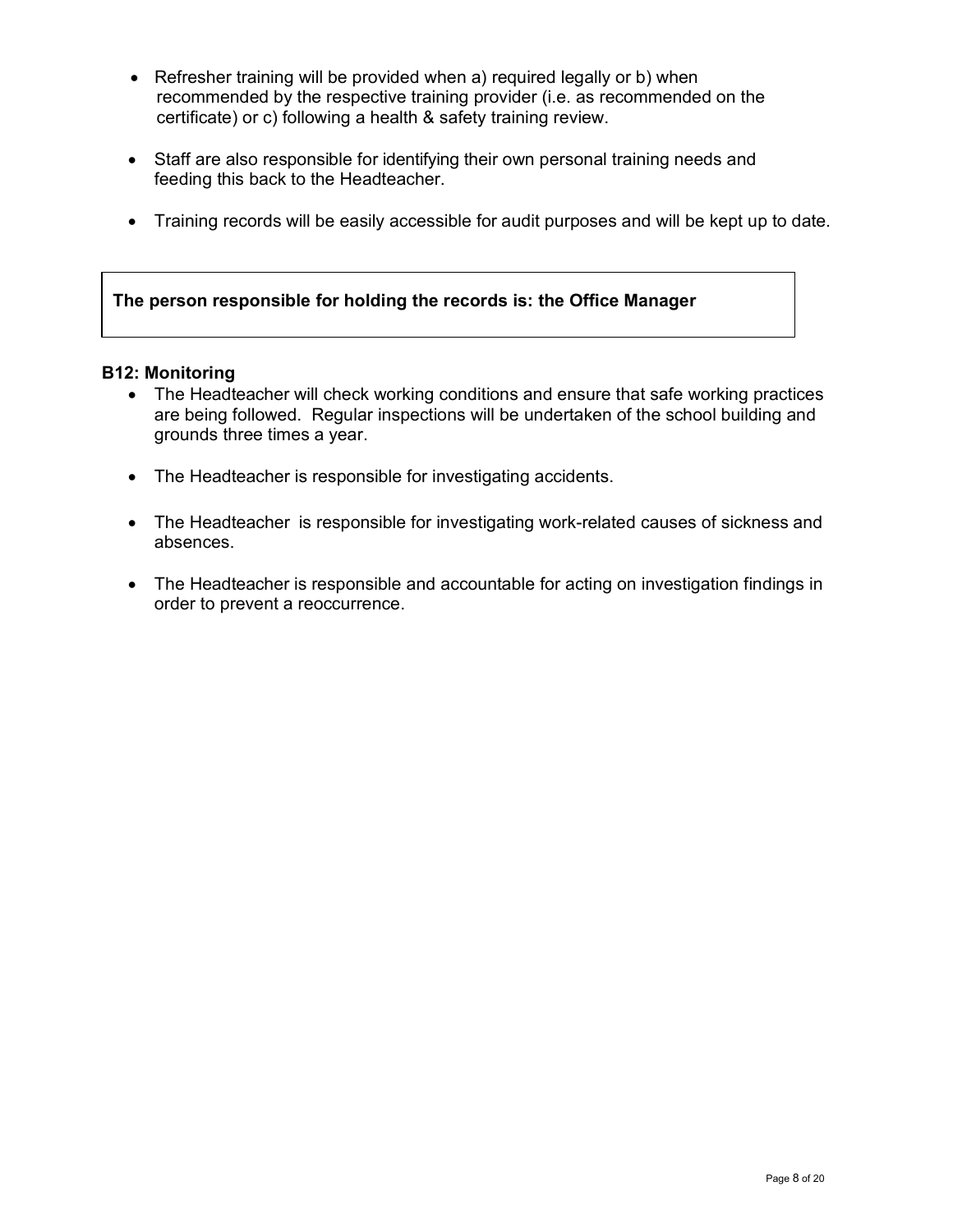- Refresher training will be provided when a) required legally or b) when recommended by the respective training provider (i.e. as recommended on the certificate) or c) following a health & safety training review.

- Staff are also responsible for identifying their own personal training needs and feeding this back to the Headteacher.

- Training records will be easily accessible for audit purposes and will be kept up to date.

| **The person responsible for holding the records is: the Office Manager** |
|---|

**B12: Monitoring**

- The Headteacher will check working conditions and ensure that safe working practices are being followed. Regular inspections will be undertaken of the school building and grounds three times a year.

- The Headteacher is responsible for investigating accidents.

- The Headteacher is responsible for investigating work-related causes of sickness and absences.

- The Headteacher is responsible and accountable for acting on investigation findings in order to prevent a reoccurrence.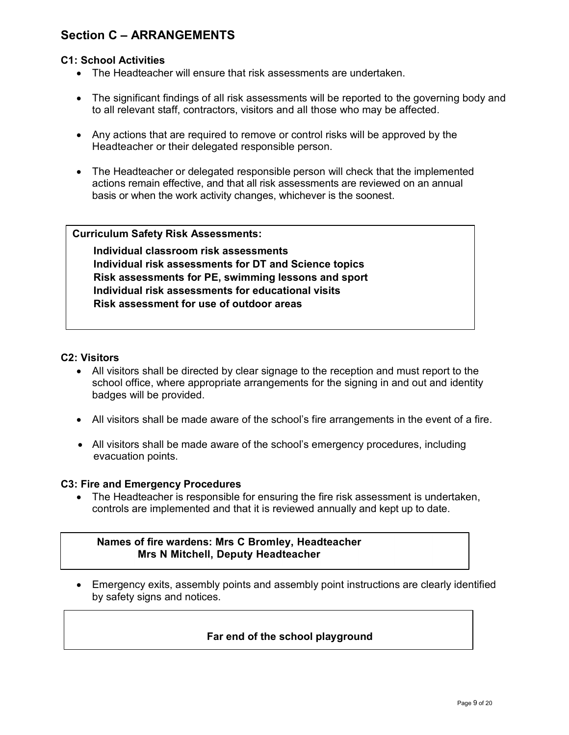## Section C – ARRANGEMENTS

### C1: School Activities

- The Headteacher will ensure that risk assessments are undertaken.
- The significant findings of all risk assessments will be reported to the governing body and to all relevant staff, contractors, visitors and all those who may be affected.
- Any actions that are required to remove or control risks will be approved by the Headteacher or their delegated responsible person.
- The Headteacher or delegated responsible person will check that the implemented actions remain effective, and that all risk assessments are reviewed on an annual basis or when the work activity changes, whichever is the soonest.

**Curriculum Safety Risk Assessments:**

**Individual classroom risk assessments**
**Individual risk assessments for DT and Science topics**
**Risk assessments for PE, swimming lessons and sport**
**Individual risk assessments for educational visits**
**Risk assessment for use of outdoor areas**

### C2: Visitors

- All visitors shall be directed by clear signage to the reception and must report to the school office, where appropriate arrangements for the signing in and out and identity badges will be provided.
- All visitors shall be made aware of the school's fire arrangements in the event of a fire.
- All visitors shall be made aware of the school's emergency procedures, including evacuation points.

### C3: Fire and Emergency Procedures

- The Headteacher is responsible for ensuring the fire risk assessment is undertaken, controls are implemented and that it is reviewed annually and kept up to date.

**Names of fire wardens: Mrs C Bromley, Headteacher**
**Mrs N Mitchell, Deputy Headteacher**

- Emergency exits, assembly points and assembly point instructions are clearly identified by safety signs and notices.

**Far end of the school playground**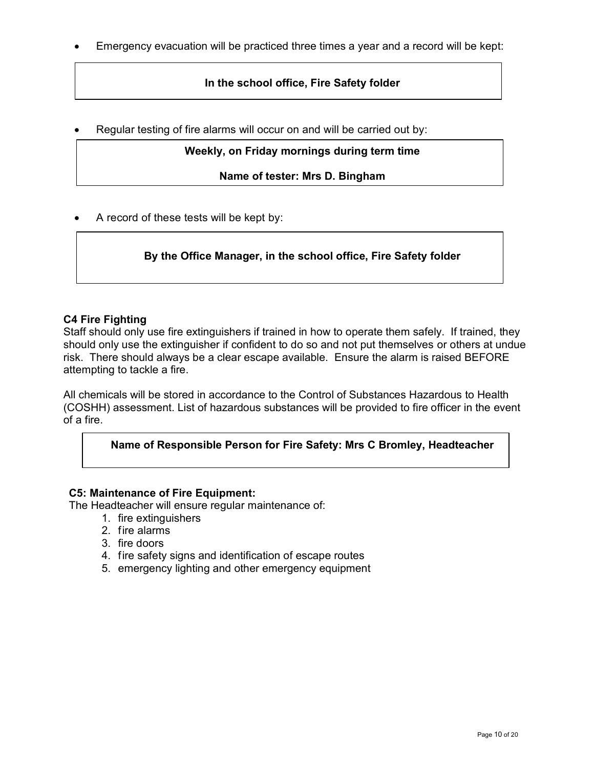- Emergency evacuation will be practiced three times a year and a record will be kept:

**In the school office, Fire Safety folder**

- Regular testing of fire alarms will occur on and will be carried out by:

**Weekly, on Friday mornings during term time**

**Name of tester: Mrs D. Bingham**

- A record of these tests will be kept by:

**By the Office Manager, in the school office, Fire Safety folder**

### C4 Fire Fighting

Staff should only use fire extinguishers if trained in how to operate them safely. If trained, they should only use the extinguisher if confident to do so and not put themselves or others at undue risk. There should always be a clear escape available. Ensure the alarm is raised BEFORE attempting to tackle a fire.

All chemicals will be stored in accordance to the Control of Substances Hazardous to Health (COSHH) assessment. List of hazardous substances will be provided to fire officer in the event of a fire.

**Name of Responsible Person for Fire Safety: Mrs C Bromley, Headteacher**

### C5: Maintenance of Fire Equipment:

The Headteacher will ensure regular maintenance of:

1. fire extinguishers
2. fire alarms
3. fire doors
4. fire safety signs and identification of escape routes
5. emergency lighting and other emergency equipment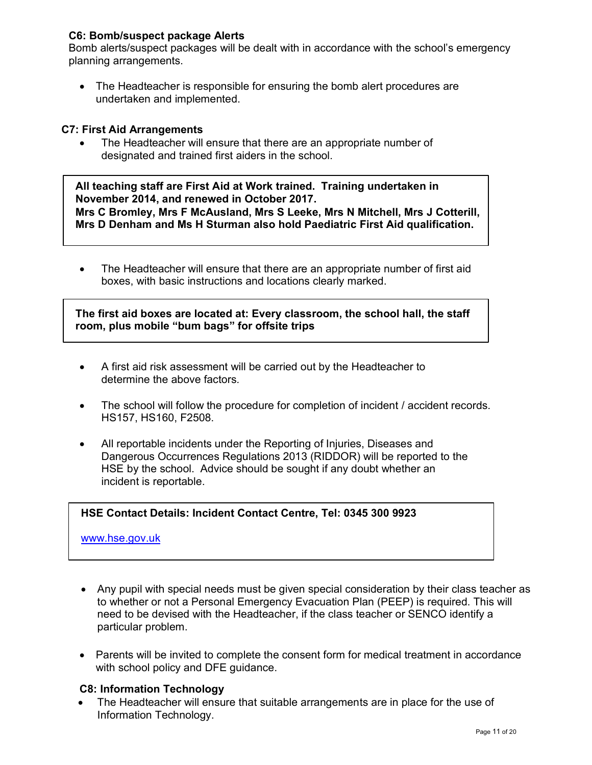### C6: Bomb/suspect package Alerts

Bomb alerts/suspect packages will be dealt with in accordance with the school's emergency planning arrangements.

- The Headteacher is responsible for ensuring the bomb alert procedures are undertaken and implemented.

### C7: First Aid Arrangements

- The Headteacher will ensure that there are an appropriate number of designated and trained first aiders in the school.

**All teaching staff are First Aid at Work trained. Training undertaken in November 2014, and renewed in October 2017.**
**Mrs C Bromley, Mrs F McAusland, Mrs S Leeke, Mrs N Mitchell, Mrs J Cotterill, Mrs D Denham and Ms H Sturman also hold Paediatric First Aid qualification.**

- The Headteacher will ensure that there are an appropriate number of first aid boxes, with basic instructions and locations clearly marked.

**The first aid boxes are located at: Every classroom, the school hall, the staff room, plus mobile "bum bags" for offsite trips**

- A first aid risk assessment will be carried out by the Headteacher to determine the above factors.
- The school will follow the procedure for completion of incident / accident records. HS157, HS160, F2508.
- All reportable incidents under the Reporting of Injuries, Diseases and Dangerous Occurrences Regulations 2013 (RIDDOR) will be reported to the HSE by the school. Advice should be sought if any doubt whether an incident is reportable.

**HSE Contact Details: Incident Contact Centre, Tel: 0345 300 9923**

[www.hse.gov.uk](http://www.hse.gov.uk)

- Any pupil with special needs must be given special consideration by their class teacher as to whether or not a Personal Emergency Evacuation Plan (PEEP) is required. This will need to be devised with the Headteacher, if the class teacher or SENCO identify a particular problem.
- Parents will be invited to complete the consent form for medical treatment in accordance with school policy and DFE guidance.

### C8: Information Technology

- The Headteacher will ensure that suitable arrangements are in place for the use of Information Technology.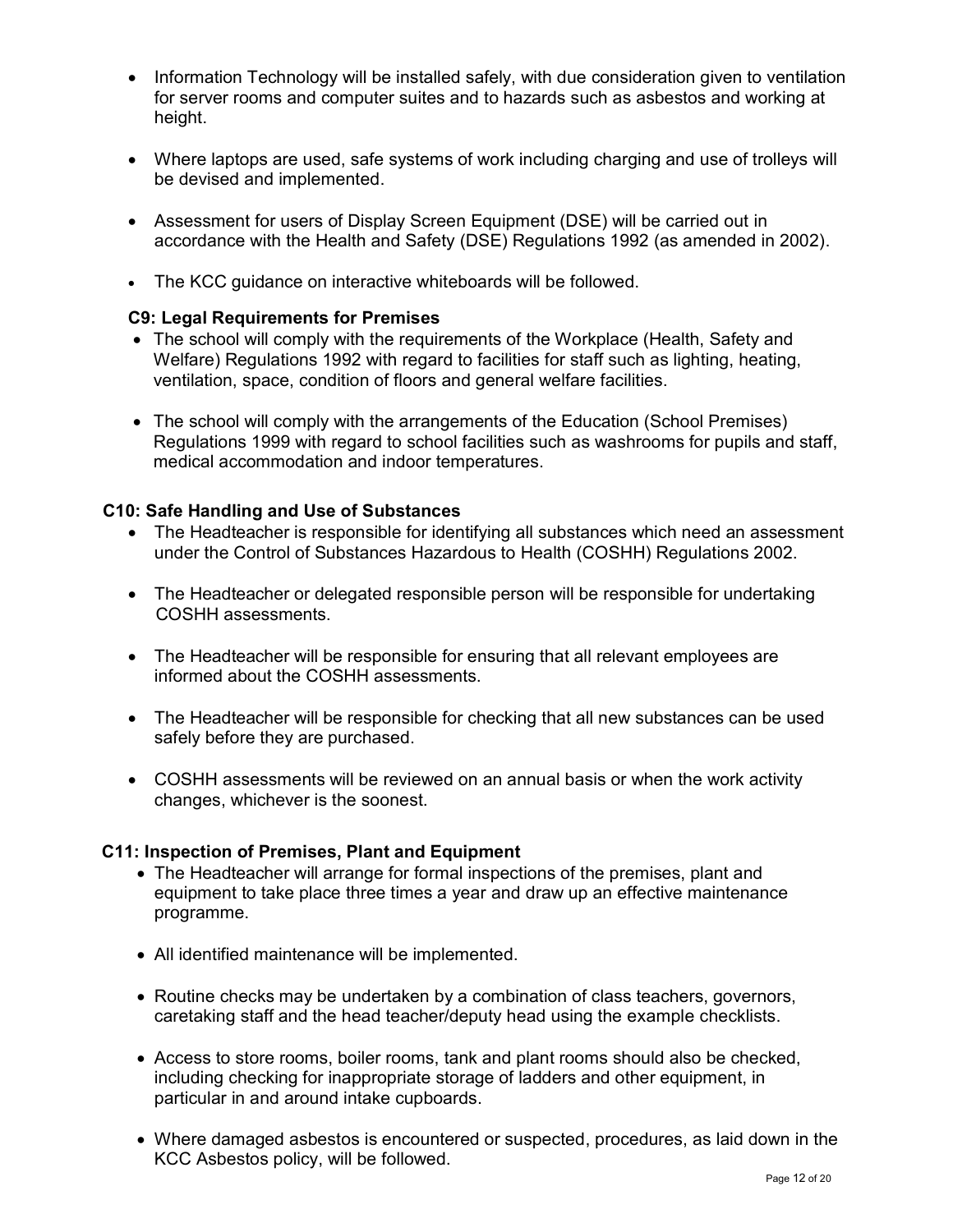- Information Technology will be installed safely, with due consideration given to ventilation for server rooms and computer suites and to hazards such as asbestos and working at height.

- Where laptops are used, safe systems of work including charging and use of trolleys will be devised and implemented.

- Assessment for users of Display Screen Equipment (DSE) will be carried out in accordance with the Health and Safety (DSE) Regulations 1992 (as amended in 2002).

- The KCC guidance on interactive whiteboards will be followed.

**C9: Legal Requirements for Premises**

- The school will comply with the requirements of the Workplace (Health, Safety and Welfare) Regulations 1992 with regard to facilities for staff such as lighting, heating, ventilation, space, condition of floors and general welfare facilities.

- The school will comply with the arrangements of the Education (School Premises) Regulations 1999 with regard to school facilities such as washrooms for pupils and staff, medical accommodation and indoor temperatures.

**C10: Safe Handling and Use of Substances**

- The Headteacher is responsible for identifying all substances which need an assessment under the Control of Substances Hazardous to Health (COSHH) Regulations 2002.

- The Headteacher or delegated responsible person will be responsible for undertaking COSHH assessments.

- The Headteacher will be responsible for ensuring that all relevant employees are informed about the COSHH assessments.

- The Headteacher will be responsible for checking that all new substances can be used safely before they are purchased.

- COSHH assessments will be reviewed on an annual basis or when the work activity changes, whichever is the soonest.

**C11: Inspection of Premises, Plant and Equipment**

- The Headteacher will arrange for formal inspections of the premises, plant and equipment to take place three times a year and draw up an effective maintenance programme.

- All identified maintenance will be implemented.

- Routine checks may be undertaken by a combination of class teachers, governors, caretaking staff and the head teacher/deputy head using the example checklists.

- Access to store rooms, boiler rooms, tank and plant rooms should also be checked, including checking for inappropriate storage of ladders and other equipment, in particular in and around intake cupboards.

- Where damaged asbestos is encountered or suspected, procedures, as laid down in the KCC Asbestos policy, will be followed.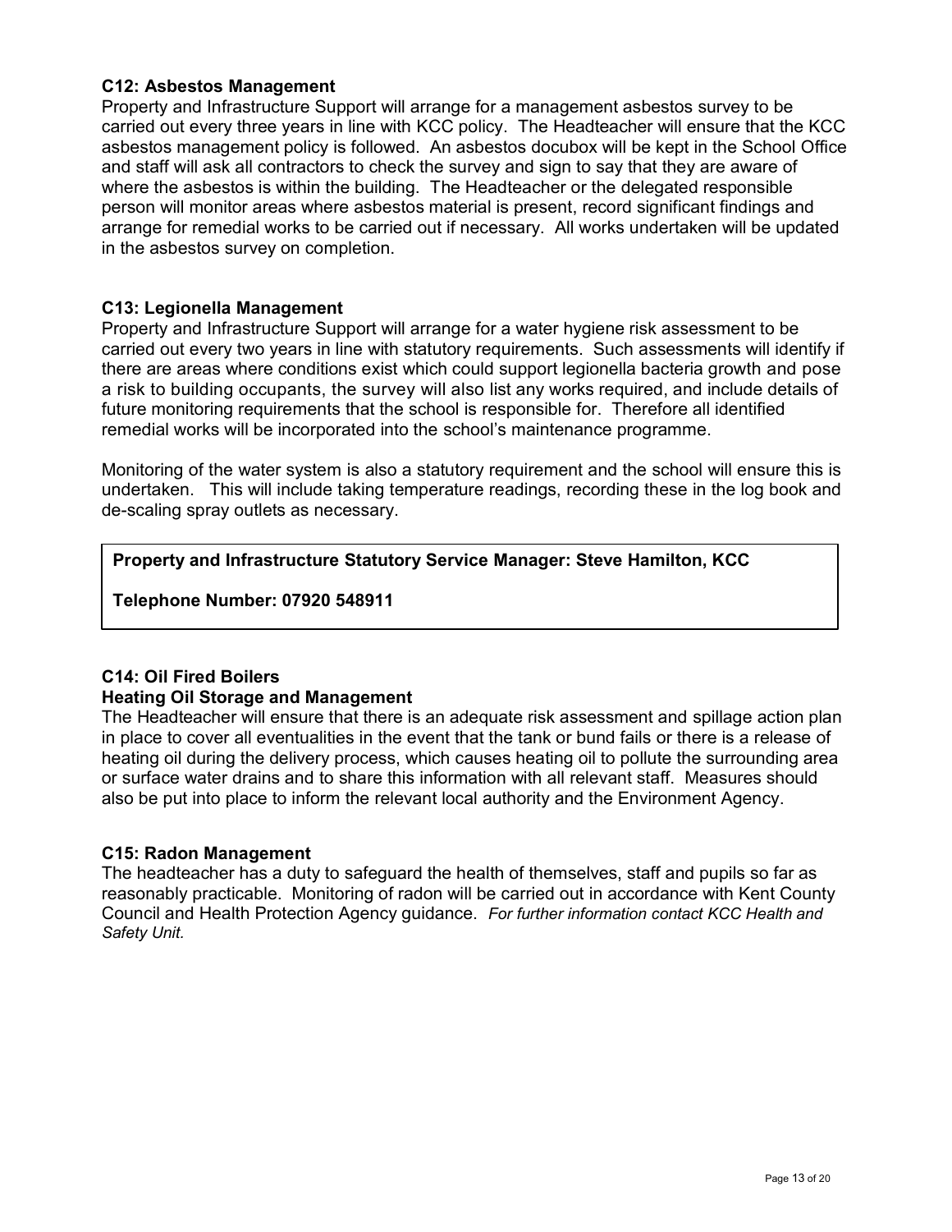**C12: Asbestos Management**

Property and Infrastructure Support will arrange for a management asbestos survey to be carried out every three years in line with KCC policy. The Headteacher will ensure that the KCC asbestos management policy is followed. An asbestos docubox will be kept in the School Office and staff will ask all contractors to check the survey and sign to say that they are aware of where the asbestos is within the building. The Headteacher or the delegated responsible person will monitor areas where asbestos material is present, record significant findings and arrange for remedial works to be carried out if necessary. All works undertaken will be updated in the asbestos survey on completion.

**C13: Legionella Management**

Property and Infrastructure Support will arrange for a water hygiene risk assessment to be carried out every two years in line with statutory requirements. Such assessments will identify if there are areas where conditions exist which could support legionella bacteria growth and pose a risk to building occupants, the survey will also list any works required, and include details of future monitoring requirements that the school is responsible for. Therefore all identified remedial works will be incorporated into the school's maintenance programme.

Monitoring of the water system is also a statutory requirement and the school will ensure this is undertaken. This will include taking temperature readings, recording these in the log book and de-scaling spray outlets as necessary.

**Property and Infrastructure Statutory Service Manager: Steve Hamilton, KCC**

**Telephone Number: 07920 548911**

**C14: Oil Fired Boilers**
**Heating Oil Storage and Management**

The Headteacher will ensure that there is an adequate risk assessment and spillage action plan in place to cover all eventualities in the event that the tank or bund fails or there is a release of heating oil during the delivery process, which causes heating oil to pollute the surrounding area or surface water drains and to share this information with all relevant staff. Measures should also be put into place to inform the relevant local authority and the Environment Agency.

**C15: Radon Management**

The headteacher has a duty to safeguard the health of themselves, staff and pupils so far as reasonably practicable. Monitoring of radon will be carried out in accordance with Kent County Council and Health Protection Agency guidance. *For further information contact KCC Health and Safety Unit.*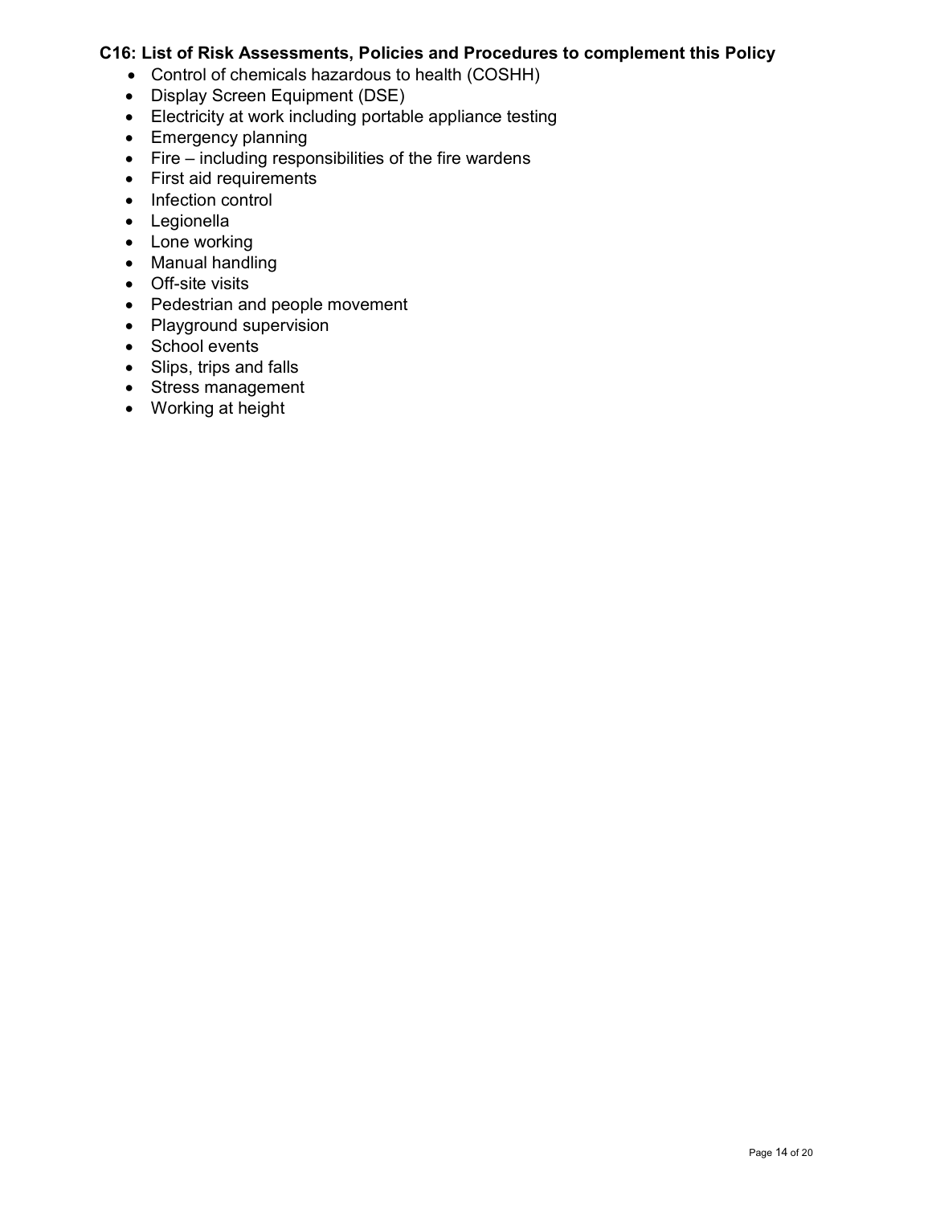### C16: List of Risk Assessments, Policies and Procedures to complement this Policy

- Control of chemicals hazardous to health (COSHH)
- Display Screen Equipment (DSE)
- Electricity at work including portable appliance testing
- Emergency planning
- Fire – including responsibilities of the fire wardens
- First aid requirements
- Infection control
- Legionella
- Lone working
- Manual handling
- Off-site visits
- Pedestrian and people movement
- Playground supervision
- School events
- Slips, trips and falls
- Stress management
- Working at height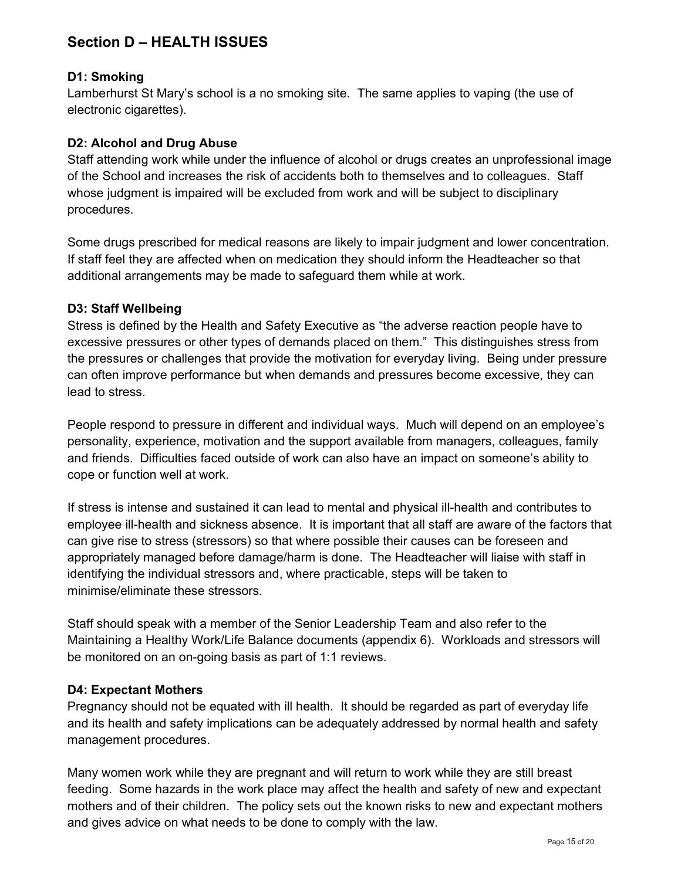## Section D – HEALTH ISSUES

### D1: Smoking

Lamberhurst St Mary's school is a no smoking site. The same applies to vaping (the use of electronic cigarettes).

### D2: Alcohol and Drug Abuse

Staff attending work while under the influence of alcohol or drugs creates an unprofessional image of the School and increases the risk of accidents both to themselves and to colleagues. Staff whose judgment is impaired will be excluded from work and will be subject to disciplinary procedures.

Some drugs prescribed for medical reasons are likely to impair judgment and lower concentration. If staff feel they are affected when on medication they should inform the Headteacher so that additional arrangements may be made to safeguard them while at work.

### D3: Staff Wellbeing

Stress is defined by the Health and Safety Executive as "the adverse reaction people have to excessive pressures or other types of demands placed on them." This distinguishes stress from the pressures or challenges that provide the motivation for everyday living. Being under pressure can often improve performance but when demands and pressures become excessive, they can lead to stress.

People respond to pressure in different and individual ways. Much will depend on an employee's personality, experience, motivation and the support available from managers, colleagues, family and friends. Difficulties faced outside of work can also have an impact on someone's ability to cope or function well at work.

If stress is intense and sustained it can lead to mental and physical ill-health and contributes to employee ill-health and sickness absence. It is important that all staff are aware of the factors that can give rise to stress (stressors) so that where possible their causes can be foreseen and appropriately managed before damage/harm is done. The Headteacher will liaise with staff in identifying the individual stressors and, where practicable, steps will be taken to minimise/eliminate these stressors.

Staff should speak with a member of the Senior Leadership Team and also refer to the Maintaining a Healthy Work/Life Balance documents (appendix 6). Workloads and stressors will be monitored on an on-going basis as part of 1:1 reviews.

### D4: Expectant Mothers

Pregnancy should not be equated with ill health. It should be regarded as part of everyday life and its health and safety implications can be adequately addressed by normal health and safety management procedures.

Many women work while they are pregnant and will return to work while they are still breast feeding. Some hazards in the work place may affect the health and safety of new and expectant mothers and of their children. The policy sets out the known risks to new and expectant mothers and gives advice on what needs to be done to comply with the law.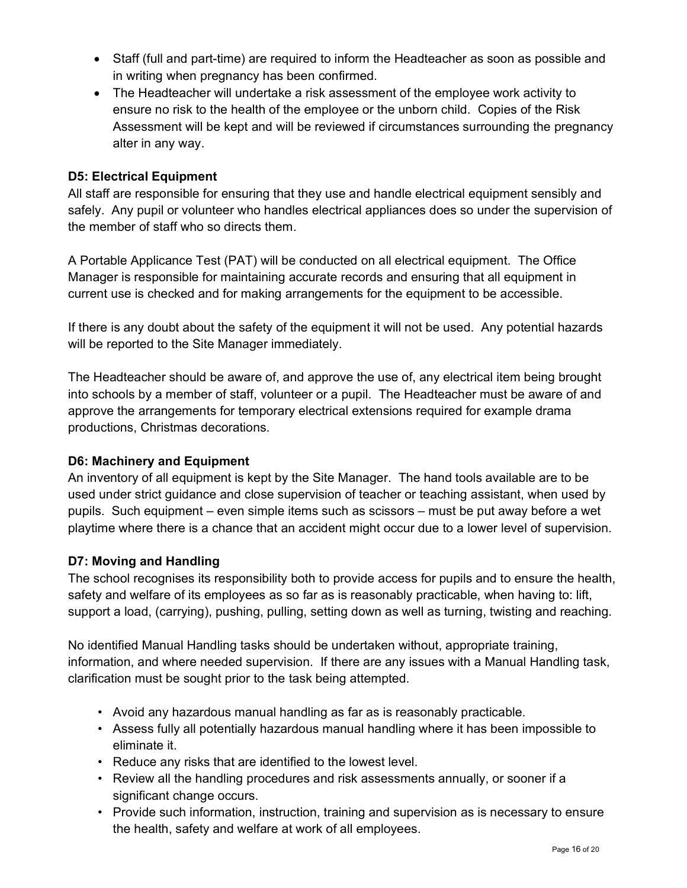- Staff (full and part-time) are required to inform the Headteacher as soon as possible and in writing when pregnancy has been confirmed.
- The Headteacher will undertake a risk assessment of the employee work activity to ensure no risk to the health of the employee or the unborn child. Copies of the Risk Assessment will be kept and will be reviewed if circumstances surrounding the pregnancy alter in any way.

### D5: Electrical Equipment

All staff are responsible for ensuring that they use and handle electrical equipment sensibly and safely. Any pupil or volunteer who handles electrical appliances does so under the supervision of the member of staff who so directs them.

A Portable Applicance Test (PAT) will be conducted on all electrical equipment. The Office Manager is responsible for maintaining accurate records and ensuring that all equipment in current use is checked and for making arrangements for the equipment to be accessible.

If there is any doubt about the safety of the equipment it will not be used. Any potential hazards will be reported to the Site Manager immediately.

The Headteacher should be aware of, and approve the use of, any electrical item being brought into schools by a member of staff, volunteer or a pupil. The Headteacher must be aware of and approve the arrangements for temporary electrical extensions required for example drama productions, Christmas decorations.

### D6: Machinery and Equipment

An inventory of all equipment is kept by the Site Manager. The hand tools available are to be used under strict guidance and close supervision of teacher or teaching assistant, when used by pupils. Such equipment – even simple items such as scissors – must be put away before a wet playtime where there is a chance that an accident might occur due to a lower level of supervision.

### D7: Moving and Handling

The school recognises its responsibility both to provide access for pupils and to ensure the health, safety and welfare of its employees as so far as is reasonably practicable, when having to: lift, support a load, (carrying), pushing, pulling, setting down as well as turning, twisting and reaching.

No identified Manual Handling tasks should be undertaken without, appropriate training, information, and where needed supervision. If there are any issues with a Manual Handling task, clarification must be sought prior to the task being attempted.

- Avoid any hazardous manual handling as far as is reasonably practicable.
- Assess fully all potentially hazardous manual handling where it has been impossible to eliminate it.
- Reduce any risks that are identified to the lowest level.
- Review all the handling procedures and risk assessments annually, or sooner if a significant change occurs.
- Provide such information, instruction, training and supervision as is necessary to ensure the health, safety and welfare at work of all employees.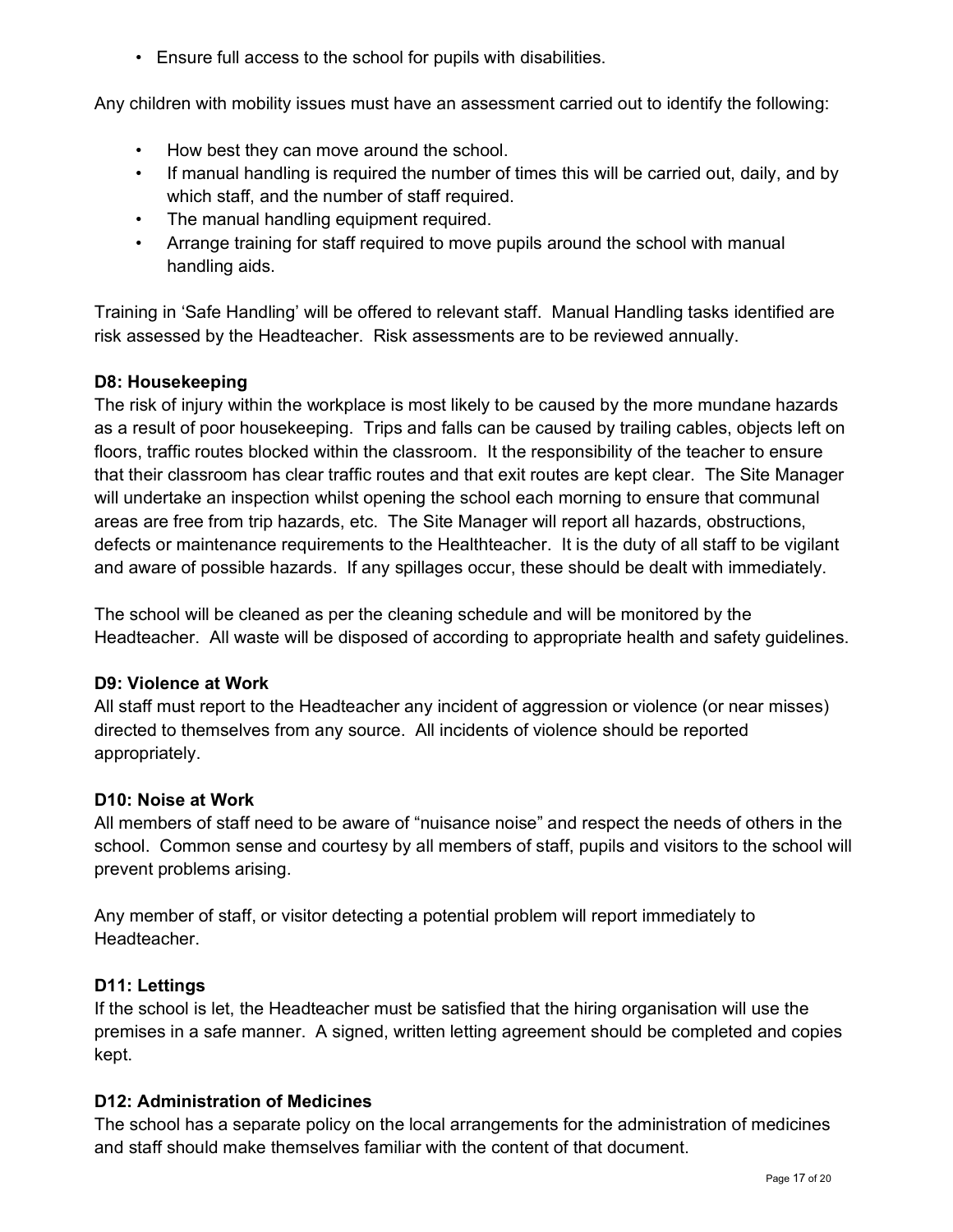- Ensure full access to the school for pupils with disabilities.

Any children with mobility issues must have an assessment carried out to identify the following:

- How best they can move around the school.
- If manual handling is required the number of times this will be carried out, daily, and by which staff, and the number of staff required.
- The manual handling equipment required.
- Arrange training for staff required to move pupils around the school with manual handling aids.

Training in 'Safe Handling' will be offered to relevant staff. Manual Handling tasks identified are risk assessed by the Headteacher. Risk assessments are to be reviewed annually.

**D8: Housekeeping**

The risk of injury within the workplace is most likely to be caused by the more mundane hazards as a result of poor housekeeping. Trips and falls can be caused by trailing cables, objects left on floors, traffic routes blocked within the classroom. It the responsibility of the teacher to ensure that their classroom has clear traffic routes and that exit routes are kept clear. The Site Manager will undertake an inspection whilst opening the school each morning to ensure that communal areas are free from trip hazards, etc. The Site Manager will report all hazards, obstructions, defects or maintenance requirements to the Healthteacher. It is the duty of all staff to be vigilant and aware of possible hazards. If any spillages occur, these should be dealt with immediately.

The school will be cleaned as per the cleaning schedule and will be monitored by the Headteacher. All waste will be disposed of according to appropriate health and safety guidelines.

**D9: Violence at Work**

All staff must report to the Headteacher any incident of aggression or violence (or near misses) directed to themselves from any source. All incidents of violence should be reported appropriately.

**D10: Noise at Work**

All members of staff need to be aware of "nuisance noise" and respect the needs of others in the school. Common sense and courtesy by all members of staff, pupils and visitors to the school will prevent problems arising.

Any member of staff, or visitor detecting a potential problem will report immediately to Headteacher.

**D11: Lettings**

If the school is let, the Headteacher must be satisfied that the hiring organisation will use the premises in a safe manner. A signed, written letting agreement should be completed and copies kept.

**D12: Administration of Medicines**

The school has a separate policy on the local arrangements for the administration of medicines and staff should make themselves familiar with the content of that document.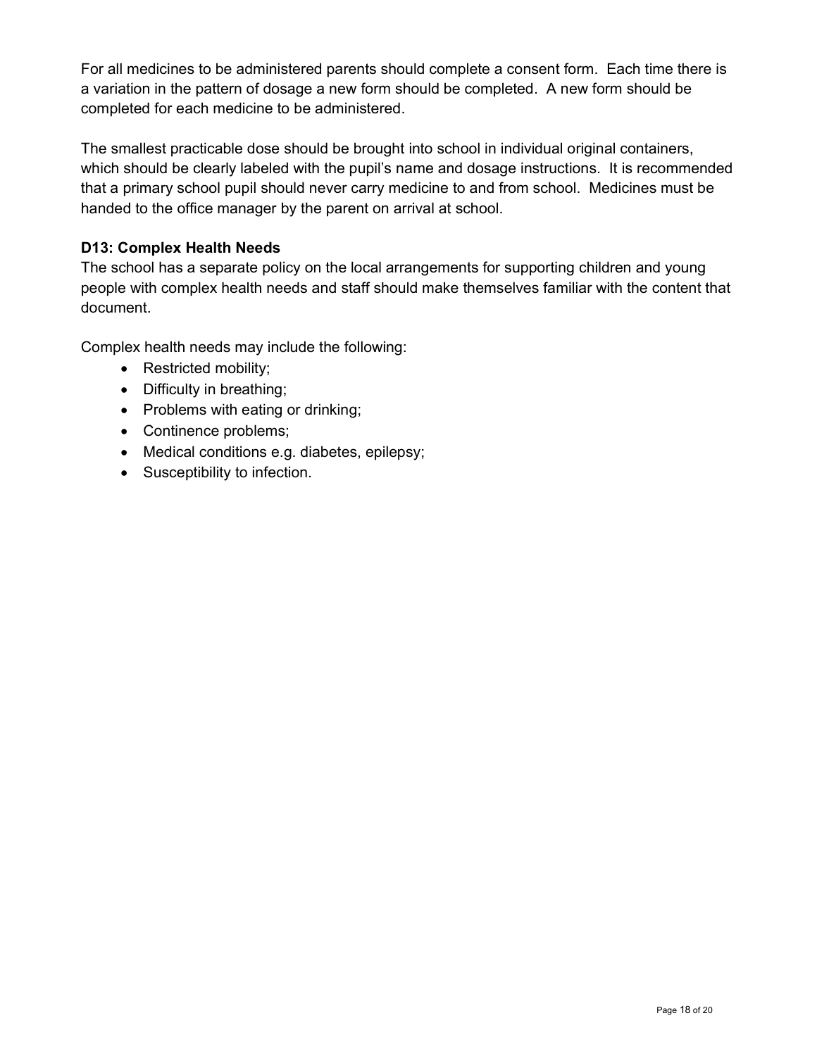For all medicines to be administered parents should complete a consent form. Each time there is a variation in the pattern of dosage a new form should be completed. A new form should be completed for each medicine to be administered.

The smallest practicable dose should be brought into school in individual original containers, which should be clearly labeled with the pupil's name and dosage instructions. It is recommended that a primary school pupil should never carry medicine to and from school. Medicines must be handed to the office manager by the parent on arrival at school.

**D13: Complex Health Needs**

The school has a separate policy on the local arrangements for supporting children and young people with complex health needs and staff should make themselves familiar with the content that document.

Complex health needs may include the following:

- Restricted mobility;
- Difficulty in breathing;
- Problems with eating or drinking;
- Continence problems;
- Medical conditions e.g. diabetes, epilepsy;
- Susceptibility to infection.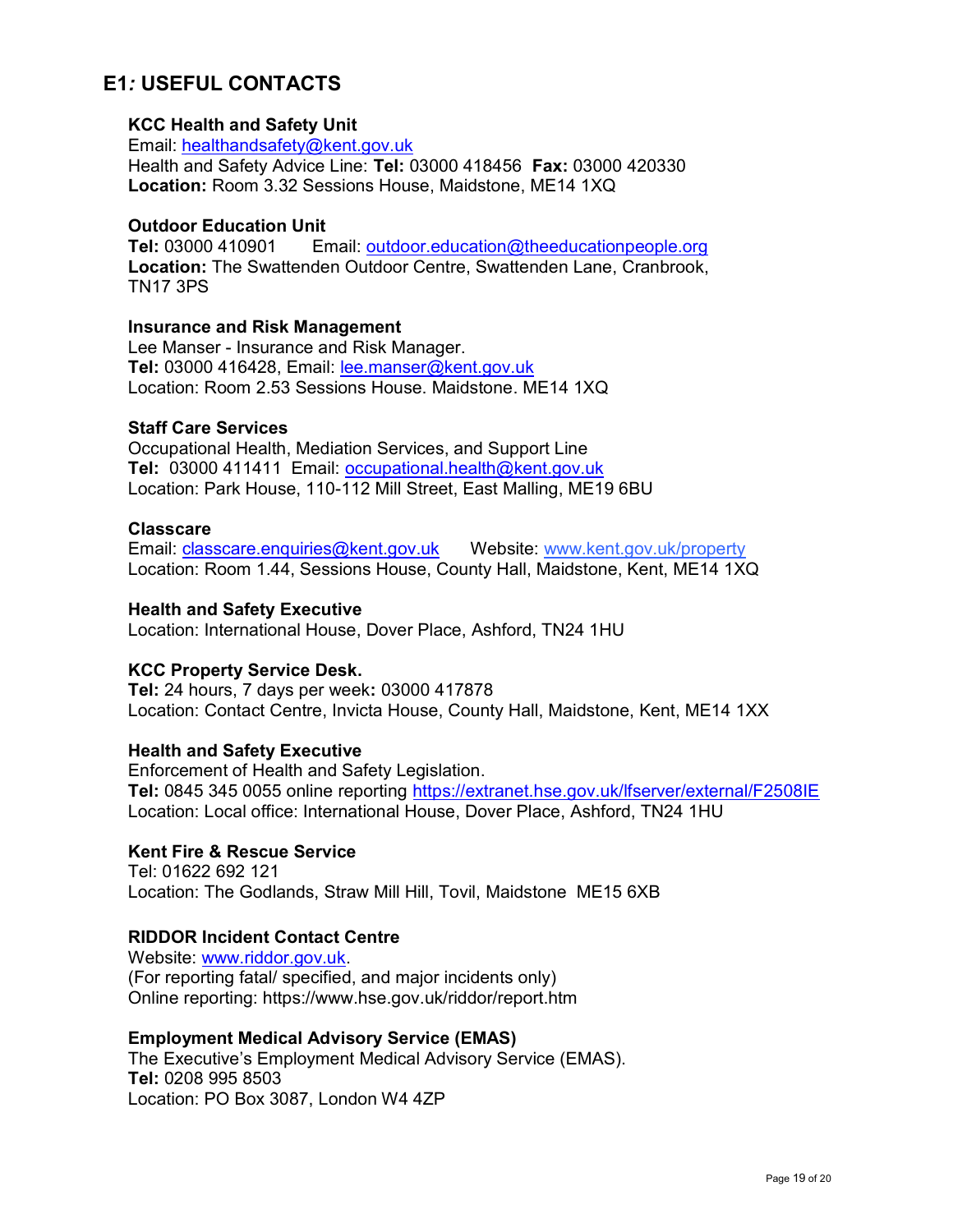## E1*:* USEFUL CONTACTS

**KCC Health and Safety Unit**
Email: healthandsafety@kent.gov.uk
Health and Safety Advice Line: **Tel:** 03000 418456 **Fax:** 03000 420330
**Location:** Room 3.32 Sessions House, Maidstone, ME14 1XQ

**Outdoor Education Unit**
**Tel:** 03000 410901 Email: outdoor.education@theeducationpeople.org
**Location:** The Swattenden Outdoor Centre, Swattenden Lane, Cranbrook, TN17 3PS

**Insurance and Risk Management**
Lee Manser - Insurance and Risk Manager.
**Tel:** 03000 416428, Email: lee.manser@kent.gov.uk
Location: Room 2.53 Sessions House. Maidstone. ME14 1XQ

**Staff Care Services**
Occupational Health, Mediation Services, and Support Line
**Tel:** 03000 411411 Email: occupational.health@kent.gov.uk
Location: Park House, 110-112 Mill Street, East Malling, ME19 6BU

**Classcare**
Email: classcare.enquiries@kent.gov.uk Website: www.kent.gov.uk/property
Location: Room 1.44, Sessions House, County Hall, Maidstone, Kent, ME14 1XQ

**Health and Safety Executive**
Location: International House, Dover Place, Ashford, TN24 1HU

**KCC Property Service Desk.**
**Tel:** 24 hours, 7 days per week**:** 03000 417878
Location: Contact Centre, Invicta House, County Hall, Maidstone, Kent, ME14 1XX

**Health and Safety Executive**
Enforcement of Health and Safety Legislation.
**Tel:** 0845 345 0055 online reporting https://extranet.hse.gov.uk/lfserver/external/F2508IE
Location: Local office: International House, Dover Place, Ashford, TN24 1HU

**Kent Fire & Rescue Service**
Tel: 01622 692 121
Location: The Godlands, Straw Mill Hill, Tovil, Maidstone ME15 6XB

**RIDDOR Incident Contact Centre**
Website: www.riddor.gov.uk.
(For reporting fatal/ specified, and major incidents only)
Online reporting: https://www.hse.gov.uk/riddor/report.htm

**Employment Medical Advisory Service (EMAS)**
The Executive's Employment Medical Advisory Service (EMAS).
**Tel:** 0208 995 8503
Location: PO Box 3087, London W4 4ZP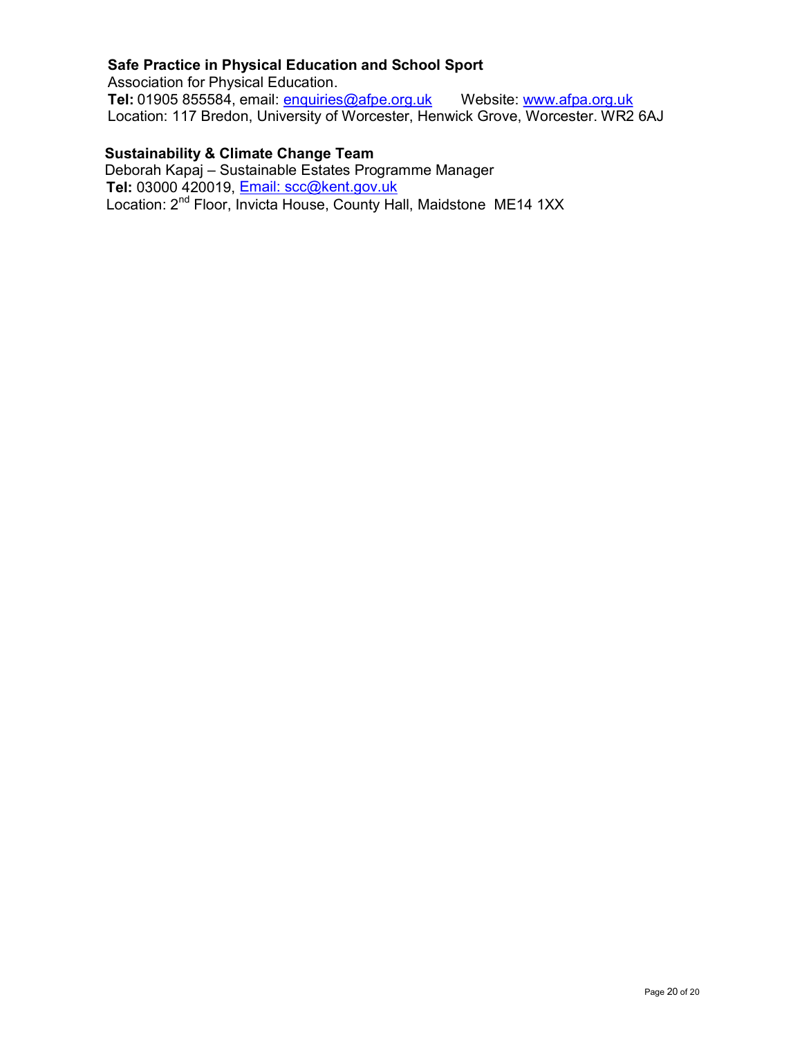**Safe Practice in Physical Education and School Sport**
Association for Physical Education.
**Tel:** 01905 855584, email: enquiries@afpe.org.uk Website: www.afpa.org.uk
Location: 117 Bredon, University of Worcester, Henwick Grove, Worcester. WR2 6AJ

**Sustainability & Climate Change Team**
Deborah Kapaj – Sustainable Estates Programme Manager
**Tel:** 03000 420019, Email: scc@kent.gov.uk
Location: 2nd Floor, Invicta House, County Hall, Maidstone ME14 1XX